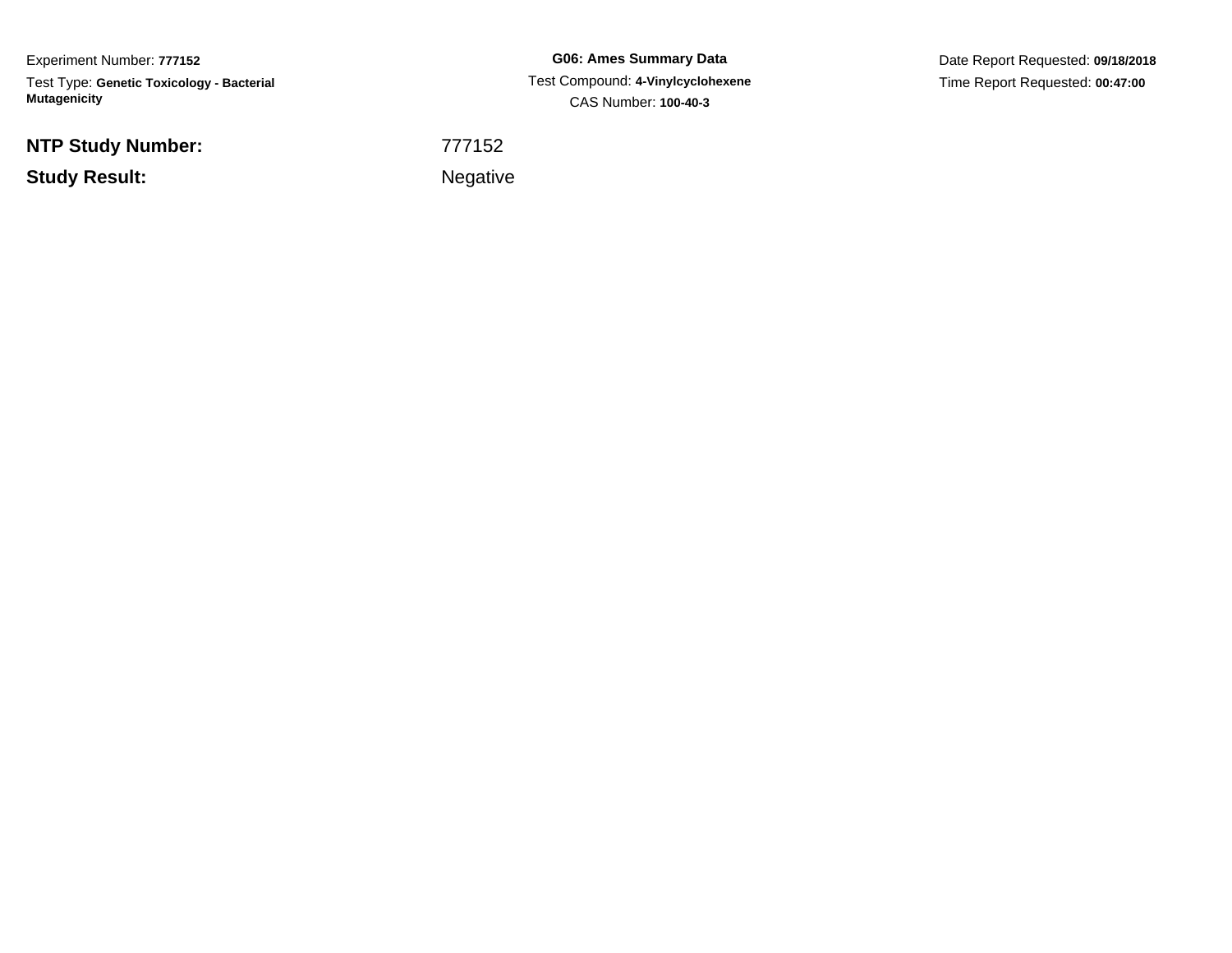Experiment Number: **777152**

Test Type: **Genetic Toxicology - Bacterial Mutagenicity**

**G06: Ames Summary Data**

Test Compound: **4-Vinylcyclohexene**

CAS Number: **100-40-3**

Date Report Requested: **09/18/2018**

Time Report Requested: **00:47:00**

| | |
|---|---|
| **NTP Study Number:** | 777152 |
| **Study Result:** | Negative |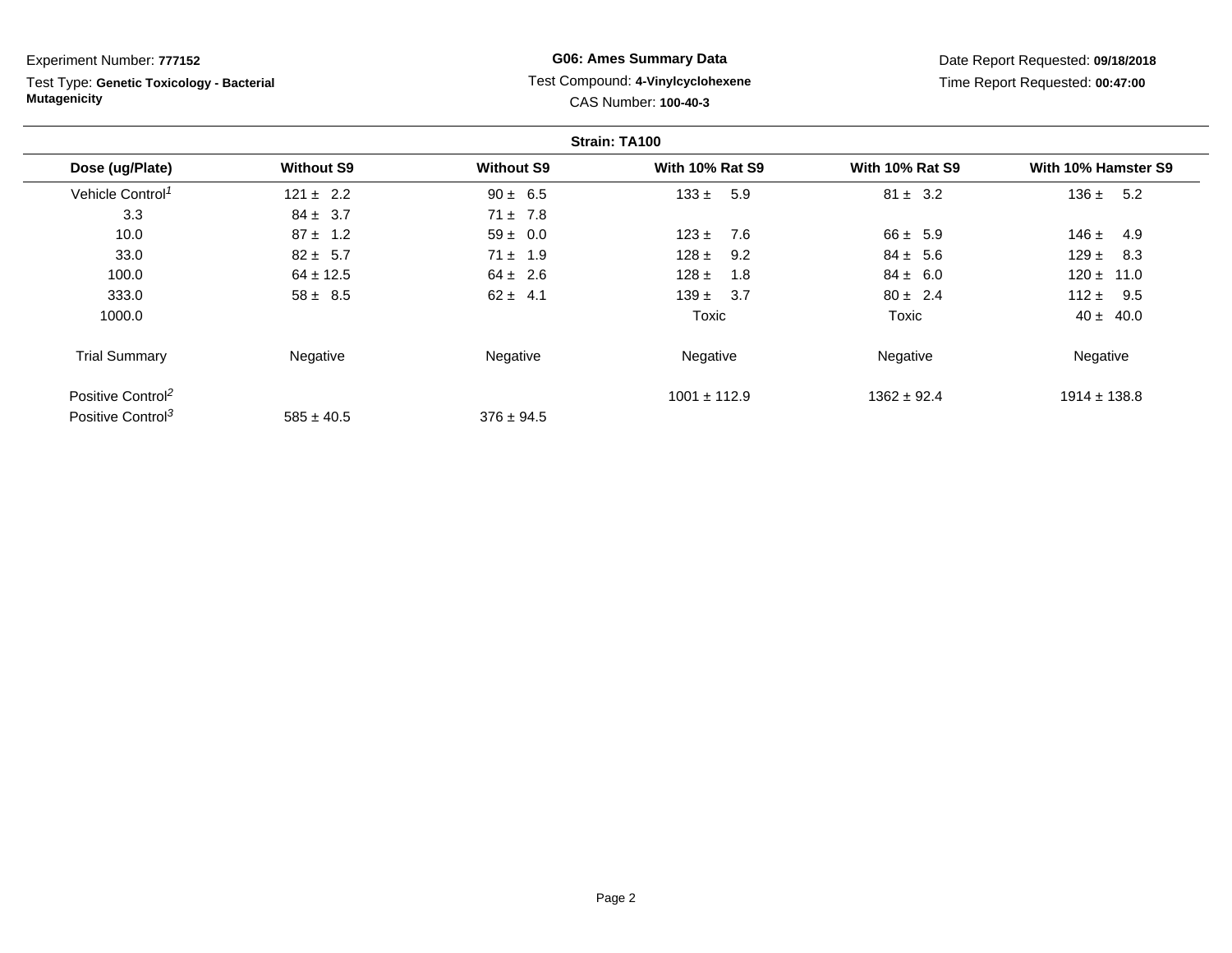Experiment Number: **777152**

Test Type: **Genetic Toxicology - Bacterial Mutagenicity**

**G06: Ames Summary Data**

Test Compound: **4-Vinylcyclohexene**

CAS Number: **100-40-3**

Date Report Requested: **09/18/2018**

Time Report Requested: **00:47:00**

**Strain: TA100**

| Dose (ug/Plate) | Without S9 | Without S9 | With 10% Rat S9 | With 10% Rat S9 | With 10% Hamster S9 |
|---|---|---|---|---|---|
| Vehicle Control[1] | 121 ± 2.2 | 90 ± 6.5 | 133 ± 5.9 | 81 ± 3.2 | 136 ± 5.2 |
| 3.3 | 84 ± 3.7 | 71 ± 7.8 | | | |
| 10.0 | 87 ± 1.2 | 59 ± 0.0 | 123 ± 7.6 | 66 ± 5.9 | 146 ± 4.9 |
| 33.0 | 82 ± 5.7 | 71 ± 1.9 | 128 ± 9.2 | 84 ± 5.6 | 129 ± 8.3 |
| 100.0 | 64 ± 12.5 | 64 ± 2.6 | 128 ± 1.8 | 84 ± 6.0 | 120 ± 11.0 |
| 333.0 | 58 ± 8.5 | 62 ± 4.1 | 139 ± 3.7 | 80 ± 2.4 | 112 ± 9.5 |
| 1000.0 | | | Toxic | Toxic | 40 ± 40.0 |
| Trial Summary | Negative | Negative | Negative | Negative | Negative |
| Positive Control[2] | | | 1001 ± 112.9 | 1362 ± 92.4 | 1914 ± 138.8 |
| Positive Control[3] | 585 ± 40.5 | 376 ± 94.5 | | | |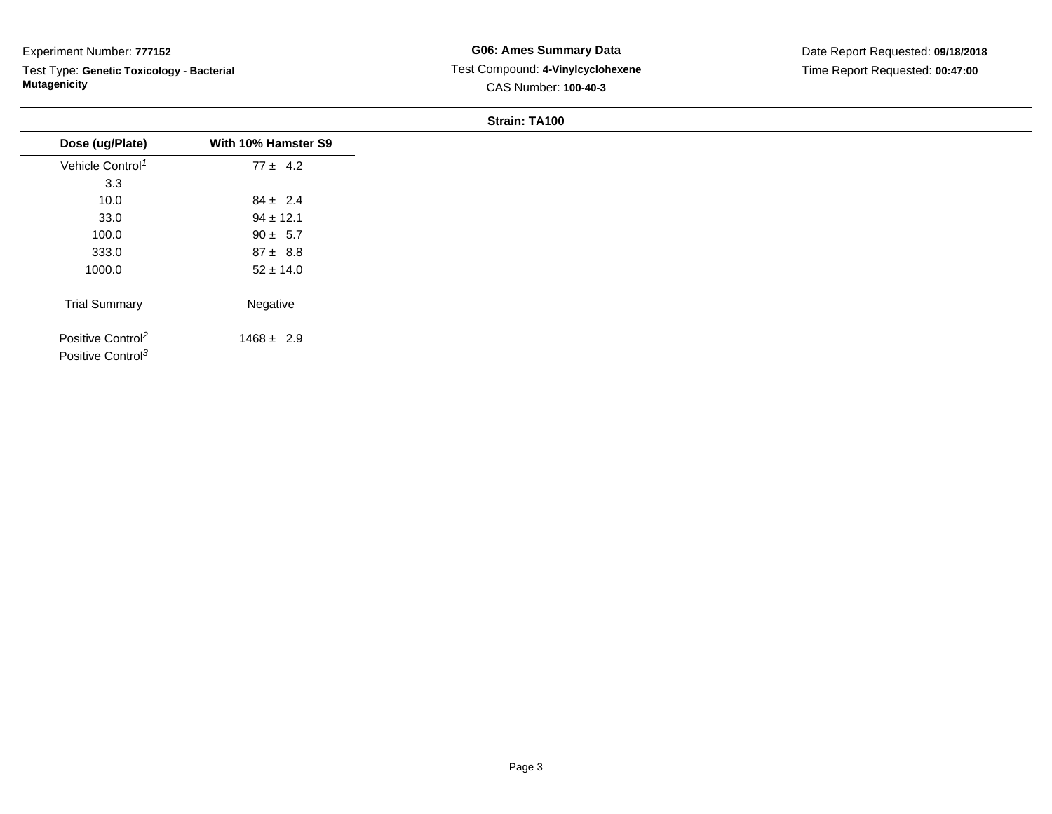Experiment Number: **777152**

Test Type: **Genetic Toxicology - Bacterial Mutagenicity**

**G06: Ames Summary Data**

Test Compound: **4-Vinylcyclohexene**

CAS Number: **100-40-3**

Date Report Requested: **09/18/2018**

Time Report Requested: **00:47:00**

**Strain: TA100**

| Dose (ug/Plate) | With 10% Hamster S9 |
|---|---|
| Vehicle Control[1] | 77 ± 4.2 |
| 3.3 | |
| 10.0 | 84 ± 2.4 |
| 33.0 | 94 ± 12.1 |
| 100.0 | 90 ± 5.7 |
| 333.0 | 87 ± 8.8 |
| 1000.0 | 52 ± 14.0 |
| Trial Summary | Negative |
| Positive Control[2] | 1468 ± 2.9 |
| Positive Control[3] | |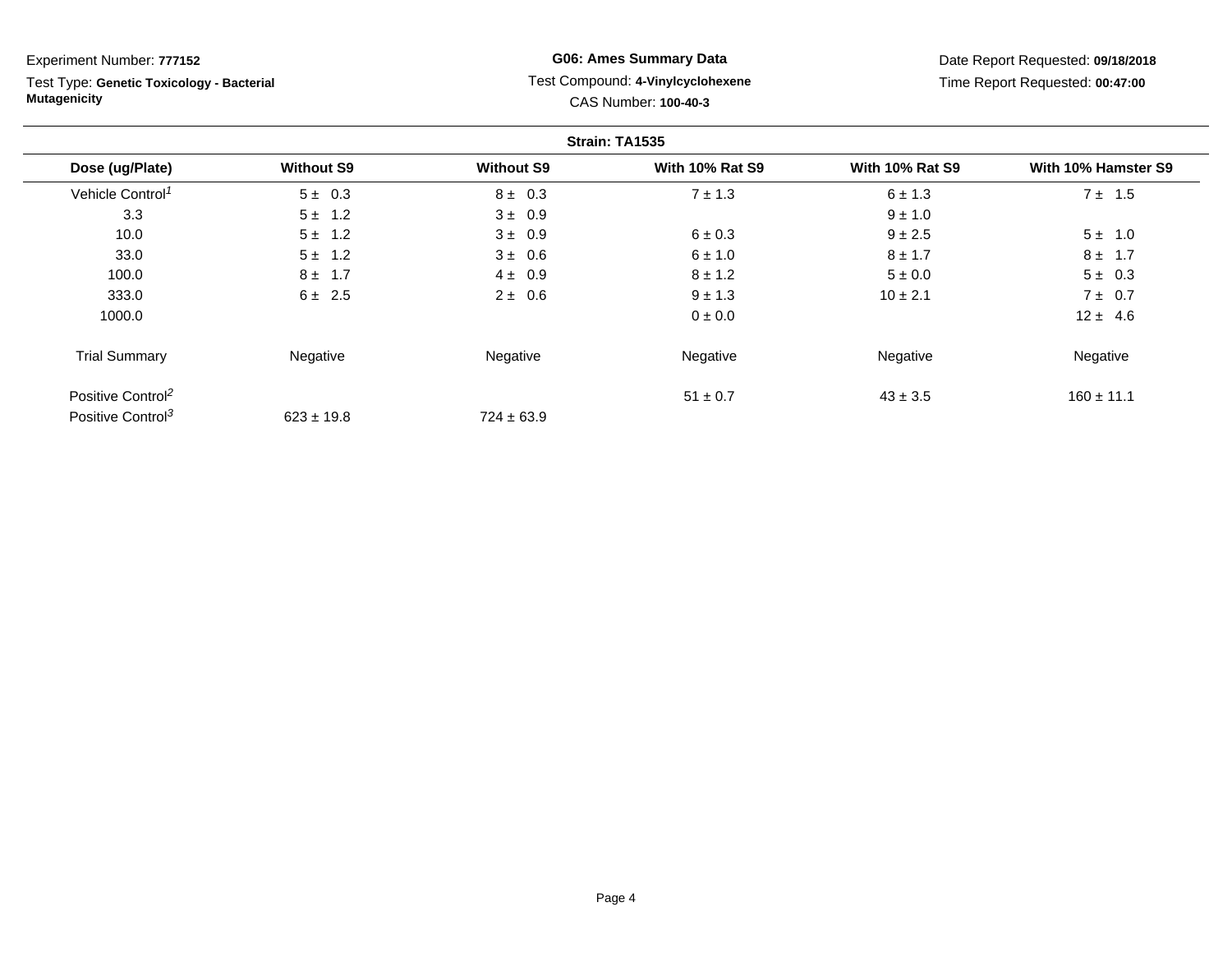Experiment Number: **777152**

Test Type: **Genetic Toxicology - Bacterial Mutagenicity**

**G06: Ames Summary Data**

Test Compound: **4-Vinylcyclohexene**

CAS Number: **100-40-3**

Date Report Requested: **09/18/2018**

Time Report Requested: **00:47:00**

**Strain: TA1535**

| Dose (ug/Plate) | Without S9 | Without S9 | With 10% Rat S9 | With 10% Rat S9 | With 10% Hamster S9 |
|---|---|---|---|---|---|
| Vehicle Control[1] | 5 ± 0.3 | 8 ± 0.3 | 7 ± 1.3 | 6 ± 1.3 | 7 ± 1.5 |
| 3.3 | 5 ± 1.2 | 3 ± 0.9 | | 9 ± 1.0 | |
| 10.0 | 5 ± 1.2 | 3 ± 0.9 | 6 ± 0.3 | 9 ± 2.5 | 5 ± 1.0 |
| 33.0 | 5 ± 1.2 | 3 ± 0.6 | 6 ± 1.0 | 8 ± 1.7 | 8 ± 1.7 |
| 100.0 | 8 ± 1.7 | 4 ± 0.9 | 8 ± 1.2 | 5 ± 0.0 | 5 ± 0.3 |
| 333.0 | 6 ± 2.5 | 2 ± 0.6 | 9 ± 1.3 | 10 ± 2.1 | 7 ± 0.7 |
| 1000.0 | | | 0 ± 0.0 | | 12 ± 4.6 |
| Trial Summary | Negative | Negative | Negative | Negative | Negative |
| Positive Control[2] | | | 51 ± 0.7 | 43 ± 3.5 | 160 ± 11.1 |
| Positive Control[3] | 623 ± 19.8 | 724 ± 63.9 | | | |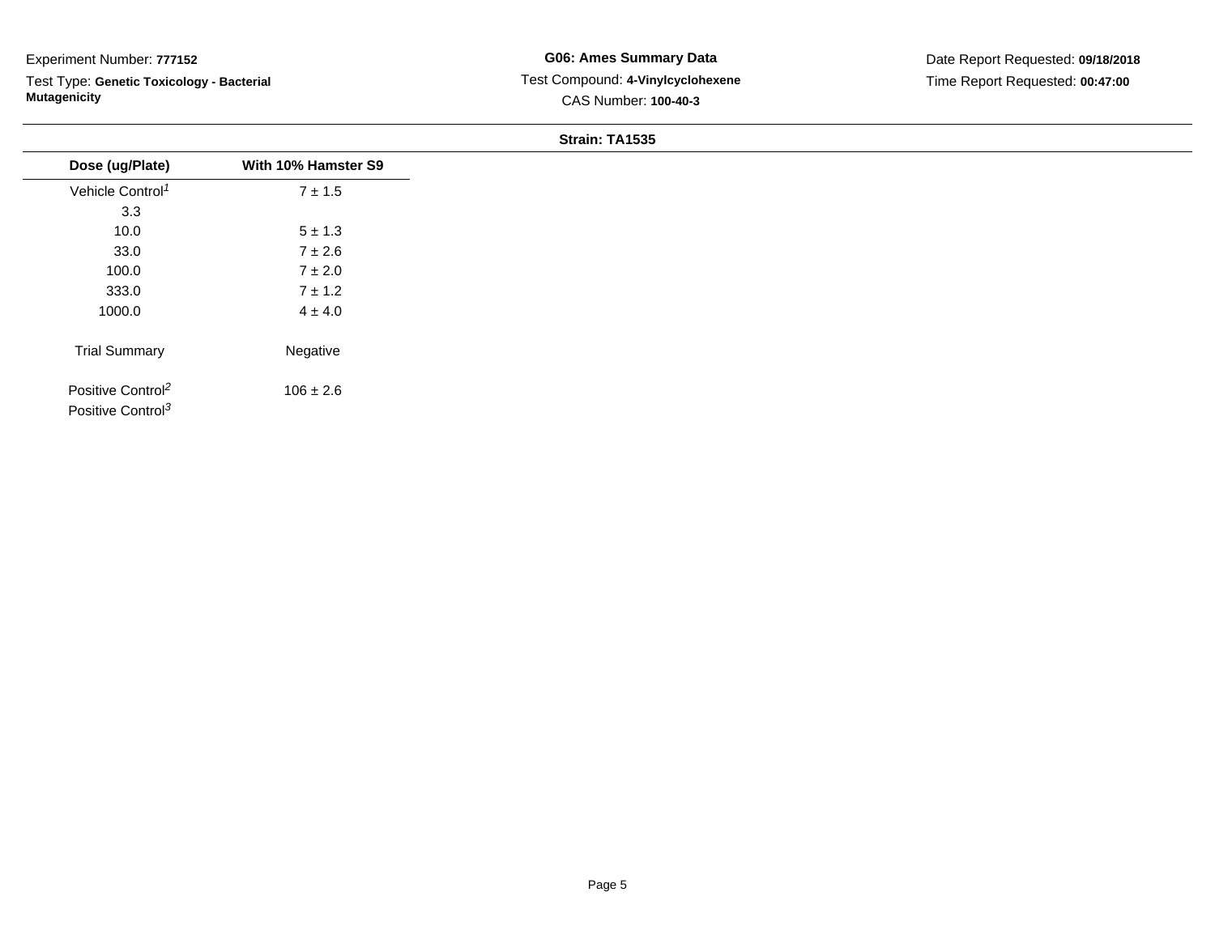Experiment Number: **777152**

Test Type: **Genetic Toxicology - Bacterial Mutagenicity**

**G06: Ames Summary Data**

Test Compound: **4-Vinylcyclohexene**

CAS Number: **100-40-3**

Date Report Requested: **09/18/2018**

Time Report Requested: **00:47:00**

**Strain: TA1535**

| Dose (ug/Plate) | With 10% Hamster S9 |
|---|---|
| Vehicle Control[1] | 7 ± 1.5 |
| 3.3 | |
| 10.0 | 5 ± 1.3 |
| 33.0 | 7 ± 2.6 |
| 100.0 | 7 ± 2.0 |
| 333.0 | 7 ± 1.2 |
| 1000.0 | 4 ± 4.0 |
| Trial Summary | Negative |
| Positive Control[2] | 106 ± 2.6 |
| Positive Control[3] | |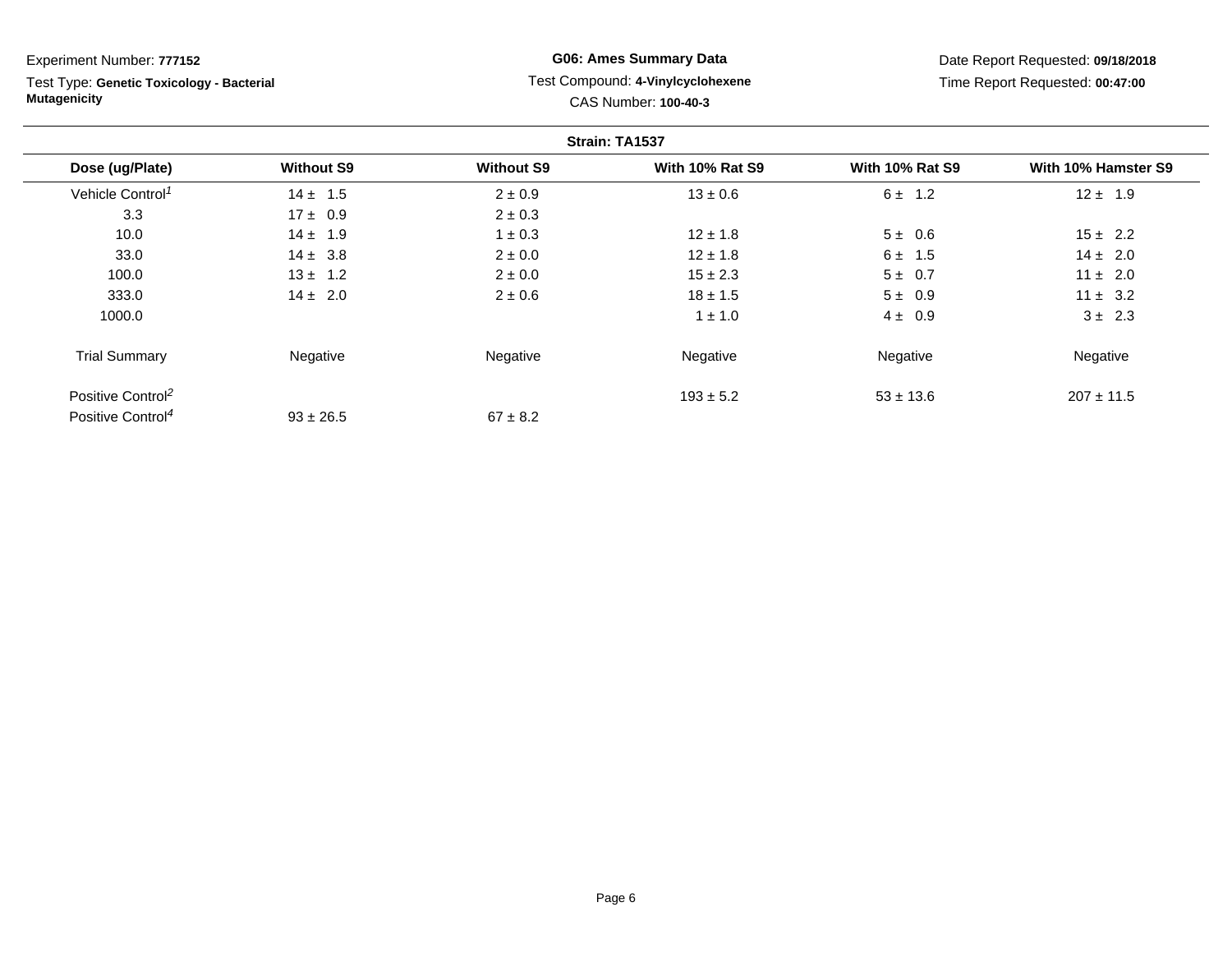Experiment Number: **777152**

Test Type: **Genetic Toxicology - Bacterial Mutagenicity**

**G06: Ames Summary Data**

Test Compound: **4-Vinylcyclohexene**

CAS Number: **100-40-3**

Date Report Requested: **09/18/2018**

Time Report Requested: **00:47:00**

**Strain: TA1537**

| Dose (ug/Plate) | Without S9 | Without S9 | With 10% Rat S9 | With 10% Rat S9 | With 10% Hamster S9 |
|---|---|---|---|---|---|
| Vehicle Control[1] | 14 ± 1.5 | 2 ± 0.9 | 13 ± 0.6 | 6 ± 1.2 | 12 ± 1.9 |
| 3.3 | 17 ± 0.9 | 2 ± 0.3 | | | |
| 10.0 | 14 ± 1.9 | 1 ± 0.3 | 12 ± 1.8 | 5 ± 0.6 | 15 ± 2.2 |
| 33.0 | 14 ± 3.8 | 2 ± 0.0 | 12 ± 1.8 | 6 ± 1.5 | 14 ± 2.0 |
| 100.0 | 13 ± 1.2 | 2 ± 0.0 | 15 ± 2.3 | 5 ± 0.7 | 11 ± 2.0 |
| 333.0 | 14 ± 2.0 | 2 ± 0.6 | 18 ± 1.5 | 5 ± 0.9 | 11 ± 3.2 |
| 1000.0 | | | 1 ± 1.0 | 4 ± 0.9 | 3 ± 2.3 |
| Trial Summary | Negative | Negative | Negative | Negative | Negative |
| Positive Control[2] | | | 193 ± 5.2 | 53 ± 13.6 | 207 ± 11.5 |
| Positive Control[4] | 93 ± 26.5 | 67 ± 8.2 | | | |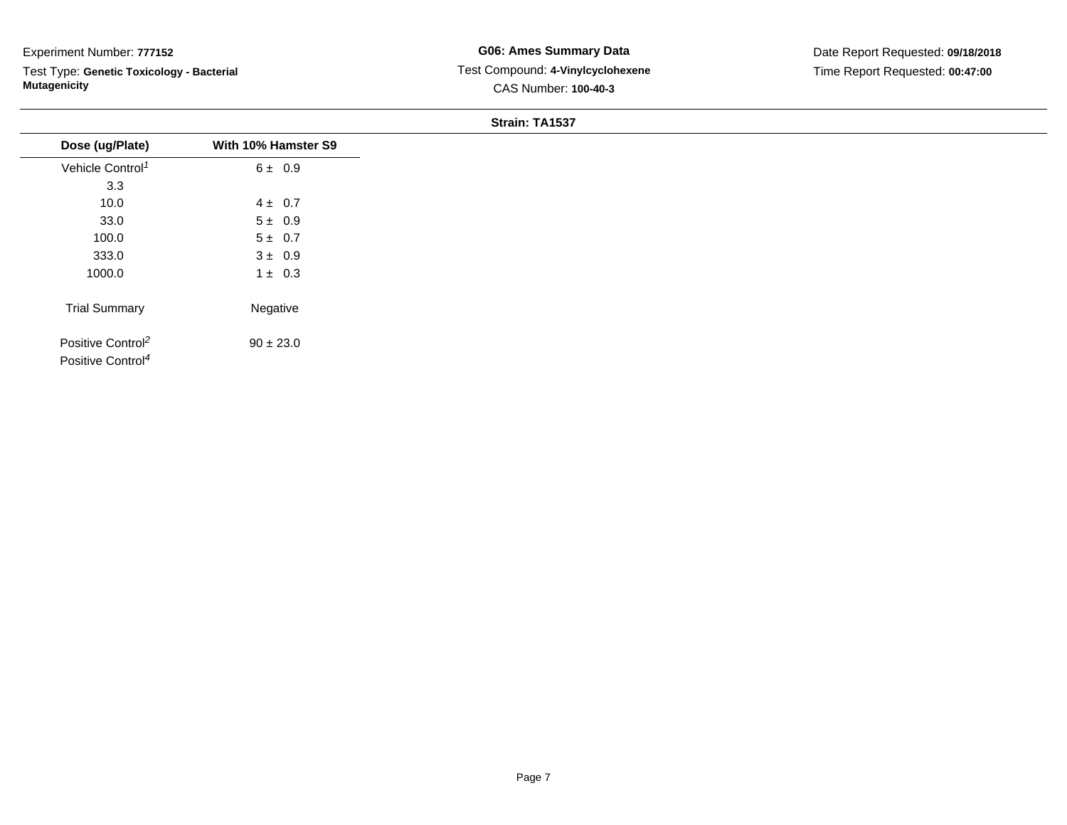Experiment Number: **777152**

Test Type: **Genetic Toxicology - Bacterial Mutagenicity**

**G06: Ames Summary Data**

Test Compound: **4-Vinylcyclohexene**

CAS Number: **100-40-3**

Date Report Requested: **09/18/2018**

Time Report Requested: **00:47:00**

**Strain: TA1537**

| Dose (ug/Plate) | With 10% Hamster S9 |
|---|---|
| Vehicle Control[1] | 6 ± 0.9 |
| 3.3 | |
| 10.0 | 4 ± 0.7 |
| 33.0 | 5 ± 0.9 |
| 100.0 | 5 ± 0.7 |
| 333.0 | 3 ± 0.9 |
| 1000.0 | 1 ± 0.3 |
| Trial Summary | Negative |
| Positive Control[2] | 90 ± 23.0 |
| Positive Control[4] | |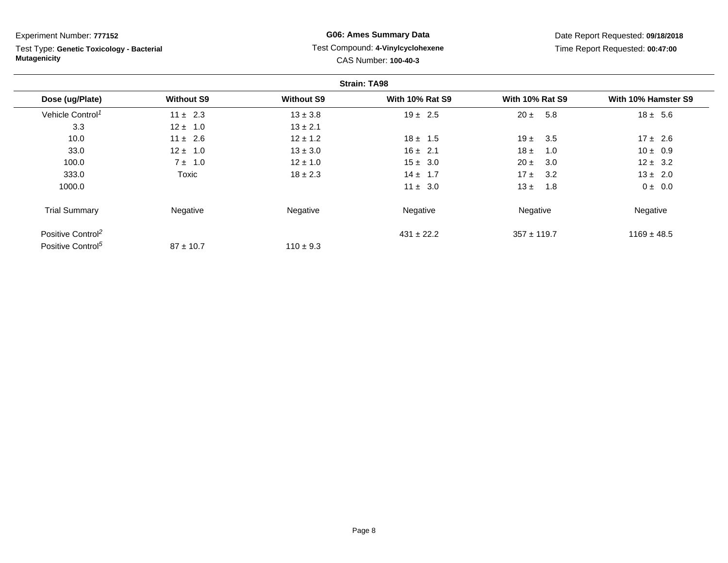Experiment Number: **777152**

Test Type: **Genetic Toxicology - Bacterial Mutagenicity**

**G06: Ames Summary Data**

Test Compound: **4-Vinylcyclohexene**

CAS Number: **100-40-3**

Date Report Requested: **09/18/2018**

Time Report Requested: **00:47:00**

**Strain: TA98**

| Dose (ug/Plate) | Without S9 | Without S9 | With 10% Rat S9 | With 10% Rat S9 | With 10% Hamster S9 |
|---|---|---|---|---|---|
| Vehicle Control[1] | 11 ± 2.3 | 13 ± 3.8 | 19 ± 2.5 | 20 ± 5.8 | 18 ± 5.6 |
| 3.3 | 12 ± 1.0 | 13 ± 2.1 | | | |
| 10.0 | 11 ± 2.6 | 12 ± 1.2 | 18 ± 1.5 | 19 ± 3.5 | 17 ± 2.6 |
| 33.0 | 12 ± 1.0 | 13 ± 3.0 | 16 ± 2.1 | 18 ± 1.0 | 10 ± 0.9 |
| 100.0 | 7 ± 1.0 | 12 ± 1.0 | 15 ± 3.0 | 20 ± 3.0 | 12 ± 3.2 |
| 333.0 | Toxic | 18 ± 2.3 | 14 ± 1.7 | 17 ± 3.2 | 13 ± 2.0 |
| 1000.0 | | | 11 ± 3.0 | 13 ± 1.8 | 0 ± 0.0 |
| Trial Summary | Negative | Negative | Negative | Negative | Negative |
| Positive Control[2] | | | 431 ± 22.2 | 357 ± 119.7 | 1169 ± 48.5 |
| Positive Control[5] | 87 ± 10.7 | 110 ± 9.3 | | | |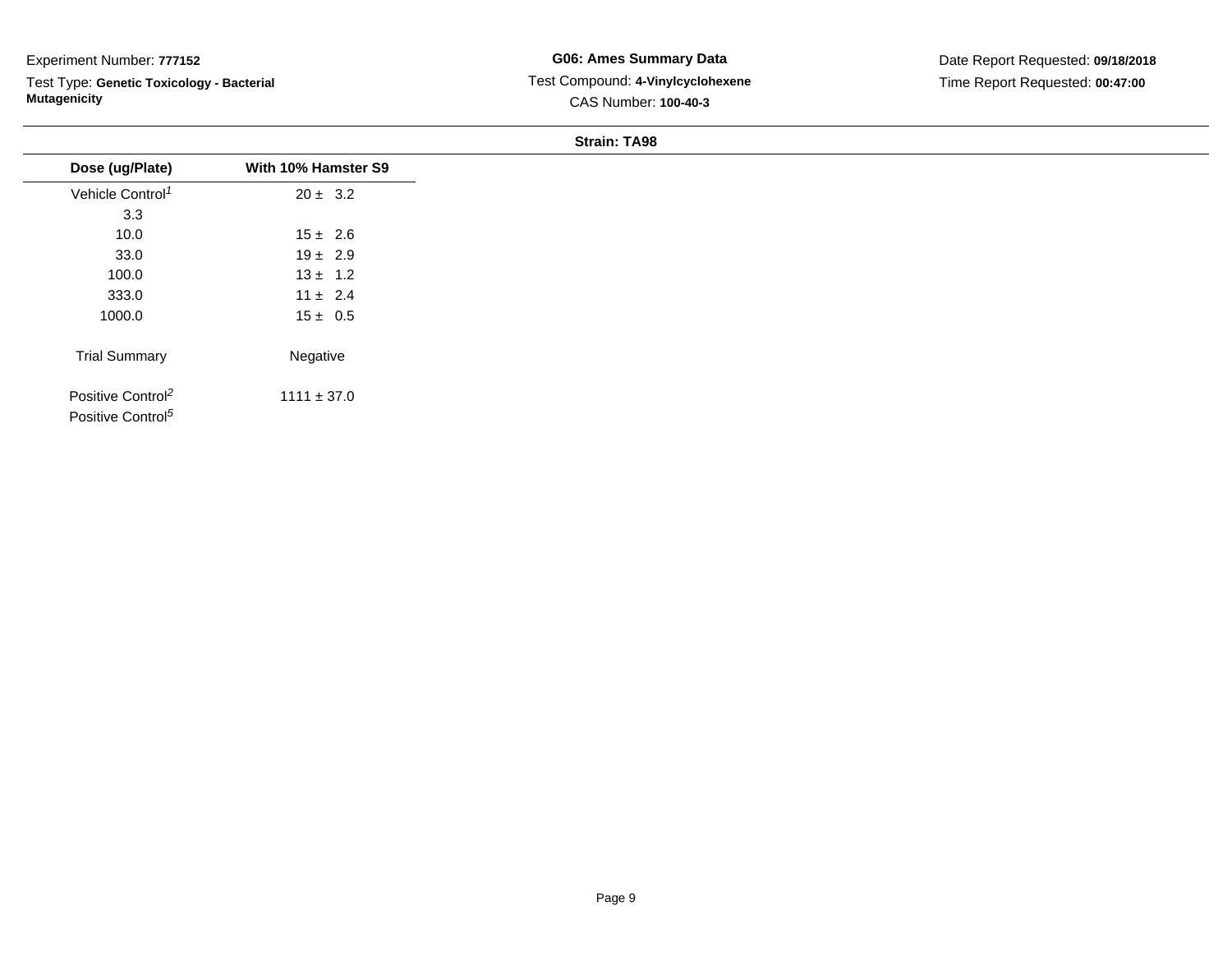Experiment Number: **777152**

Test Type: **Genetic Toxicology - Bacterial Mutagenicity**

**G06: Ames Summary Data**

Test Compound: **4-Vinylcyclohexene**

CAS Number: **100-40-3**

Date Report Requested: **09/18/2018**

Time Report Requested: **00:47:00**

**Strain: TA98**

| Dose (ug/Plate) | With 10% Hamster S9 |
|---|---|
| Vehicle Control[1] | 20 ± 3.2 |
| 3.3 | |
| 10.0 | 15 ± 2.6 |
| 33.0 | 19 ± 2.9 |
| 100.0 | 13 ± 1.2 |
| 333.0 | 11 ± 2.4 |
| 1000.0 | 15 ± 0.5 |
| | |
| Trial Summary | Negative |
| | |
| Positive Control[2] | 1111 ± 37.0 |
| Positive Control[5] | |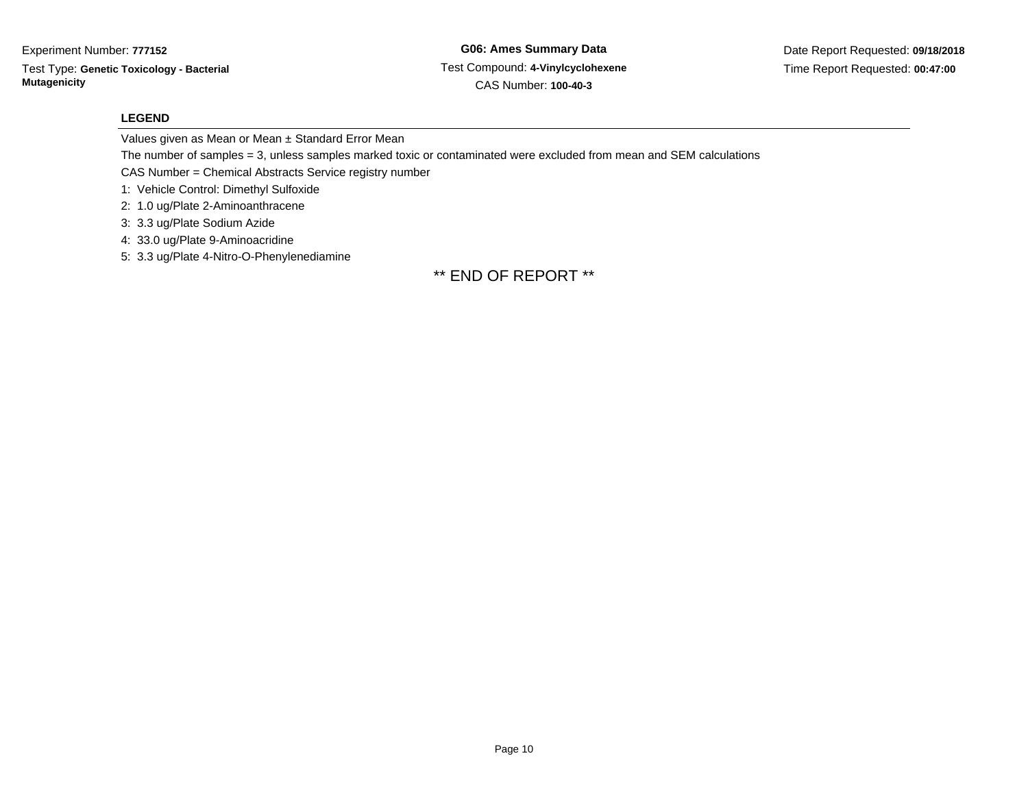#### LEGEND

Values given as Mean or Mean ± Standard Error Mean

The number of samples = 3, unless samples marked toxic or contaminated were excluded from mean and SEM calculations

CAS Number = Chemical Abstracts Service registry number

1: Vehicle Control: Dimethyl Sulfoxide

2: 1.0 ug/Plate 2-Aminoanthracene

3: 3.3 ug/Plate Sodium Azide

4: 33.0 ug/Plate 9-Aminoacridine

5: 3.3 ug/Plate 4-Nitro-O-Phenylenediamine

** END OF REPORT **